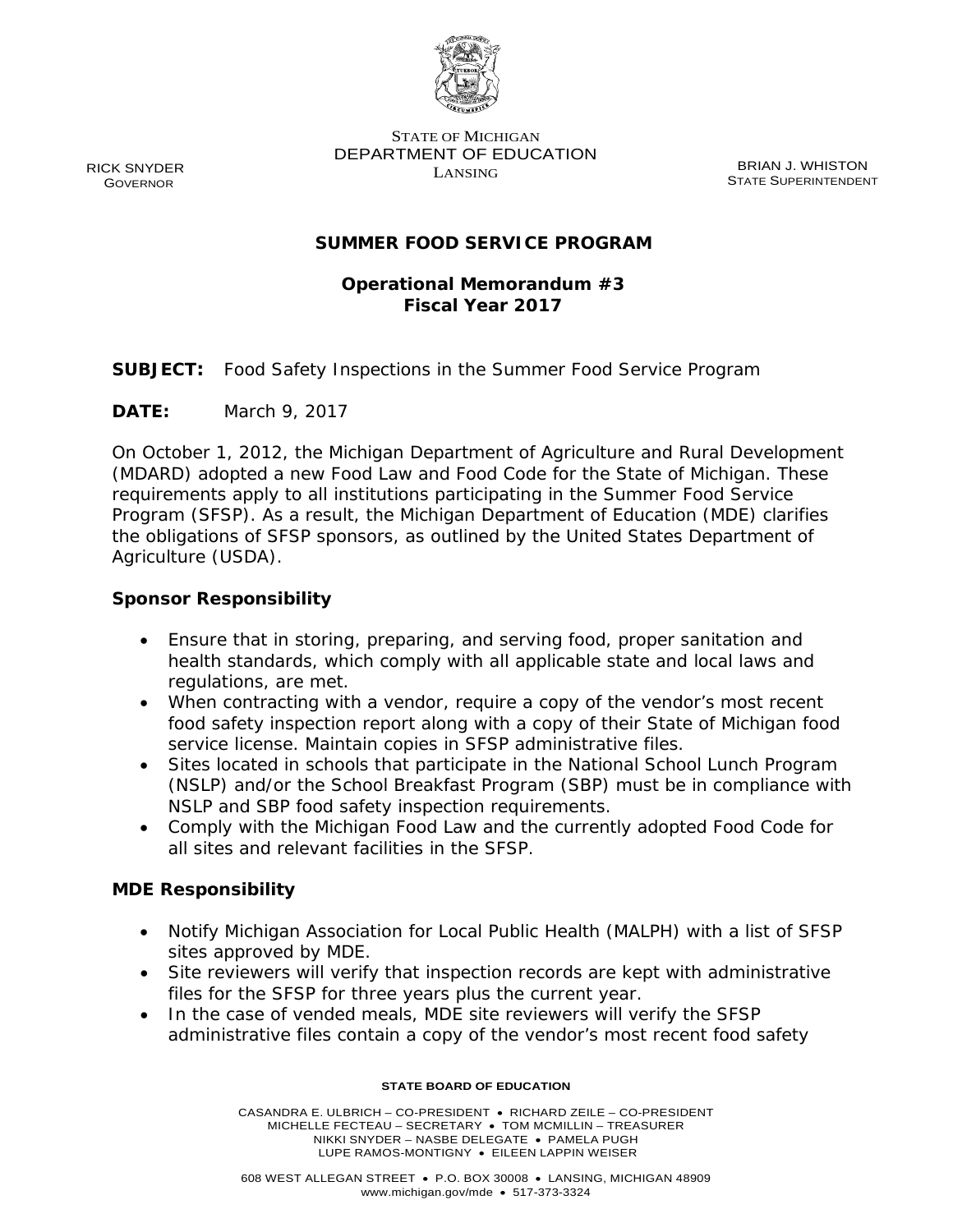STATE OF MICHIGAN
DEPARTMENT OF EDUCATION
LANSING

RICK SNYDER
GOVERNOR

BRIAN J. WHISTON
STATE SUPERINTENDENT

## SUMMER FOOD SERVICE PROGRAM

### Operational Memorandum #3
### Fiscal Year 2017

**SUBJECT:** Food Safety Inspections in the Summer Food Service Program

**DATE:** March 9, 2017

On October 1, 2012, the Michigan Department of Agriculture and Rural Development (MDARD) adopted a new Food Law and Food Code for the State of Michigan. These requirements apply to all institutions participating in the Summer Food Service Program (SFSP). As a result, the Michigan Department of Education (MDE) clarifies the obligations of SFSP sponsors, as outlined by the United States Department of Agriculture (USDA).

### Sponsor Responsibility

- Ensure that in storing, preparing, and serving food, proper sanitation and health standards, which comply with all applicable state and local laws and regulations, are met.
- When contracting with a vendor, require a copy of the vendor's most recent food safety inspection report along with a copy of their State of Michigan food service license. Maintain copies in SFSP administrative files.
- Sites located in schools that participate in the National School Lunch Program (NSLP) and/or the School Breakfast Program (SBP) must be in compliance with NSLP and SBP food safety inspection requirements.
- Comply with the Michigan Food Law and the currently adopted Food Code for all sites and relevant facilities in the SFSP.

### MDE Responsibility

- Notify Michigan Association for Local Public Health (MALPH) with a list of SFSP sites approved by MDE.
- Site reviewers will verify that inspection records are kept with administrative files for the SFSP for three years plus the current year.
- In the case of vended meals, MDE site reviewers will verify the SFSP administrative files contain a copy of the vendor's most recent food safety

STATE BOARD OF EDUCATION

CASANDRA E. ULBRICH – CO-PRESIDENT • RICHARD ZEILE – CO-PRESIDENT
MICHELLE FECTEAU – SECRETARY • TOM MCMILLIN – TREASURER
NIKKI SNYDER – NASBE DELEGATE • PAMELA PUGH
LUPE RAMOS-MONTIGNY • EILEEN LAPPIN WEISER

608 WEST ALLEGAN STREET • P.O. BOX 30008 • LANSING, MICHIGAN 48909
www.michigan.gov/mde • 517-373-3324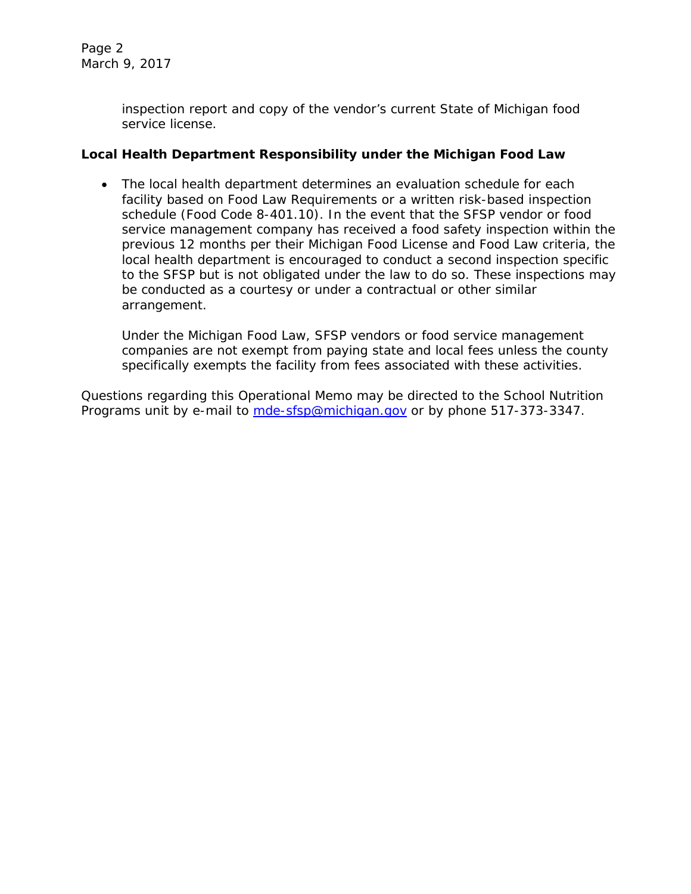inspection report and copy of the vendor's current State of Michigan food service license.

**Local Health Department Responsibility under the Michigan Food Law**

- The local health department determines an evaluation schedule for each facility based on Food Law Requirements or a written risk-based inspection schedule (Food Code 8-401.10). In the event that the SFSP vendor or food service management company has received a food safety inspection within the previous 12 months per their Michigan Food License and Food Law criteria, the local health department is encouraged to conduct a second inspection specific to the SFSP but is not obligated under the law to do so. These inspections may be conducted as a courtesy or under a contractual or other similar arrangement.

  Under the Michigan Food Law, SFSP vendors or food service management companies are not exempt from paying state and local fees unless the county specifically exempts the facility from fees associated with these activities.

Questions regarding this Operational Memo may be directed to the School Nutrition Programs unit by e-mail to [mde-sfsp@michigan.gov](mailto:mde-sfsp@michigan.gov) or by phone 517-373-3347.